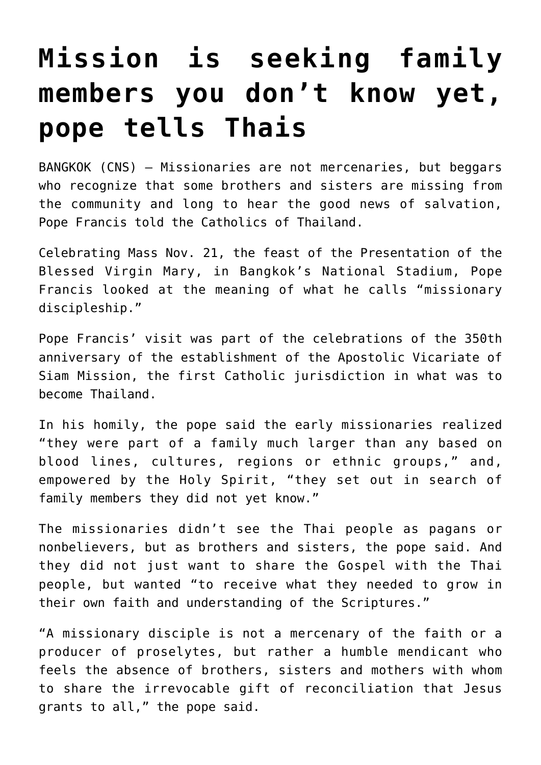# Mission is seeking family members you don't know yet, pope tells Thais

BANGKOK (CNS) — Missionaries are not mercenaries, but beggars who recognize that some brothers and sisters are missing from the community and long to hear the good news of salvation, Pope Francis told the Catholics of Thailand.

Celebrating Mass Nov. 21, the feast of the Presentation of the Blessed Virgin Mary, in Bangkok's National Stadium, Pope Francis looked at the meaning of what he calls "missionary discipleship."

Pope Francis' visit was part of the celebrations of the 350th anniversary of the establishment of the Apostolic Vicariate of Siam Mission, the first Catholic jurisdiction in what was to become Thailand.

In his homily, the pope said the early missionaries realized "they were part of a family much larger than any based on blood lines, cultures, regions or ethnic groups," and, empowered by the Holy Spirit, "they set out in search of family members they did not yet know."

The missionaries didn't see the Thai people as pagans or nonbelievers, but as brothers and sisters, the pope said. And they did not just want to share the Gospel with the Thai people, but wanted "to receive what they needed to grow in their own faith and understanding of the Scriptures."

"A missionary disciple is not a mercenary of the faith or a producer of proselytes, but rather a humble mendicant who feels the absence of brothers, sisters and mothers with whom to share the irrevocable gift of reconciliation that Jesus grants to all," the pope said.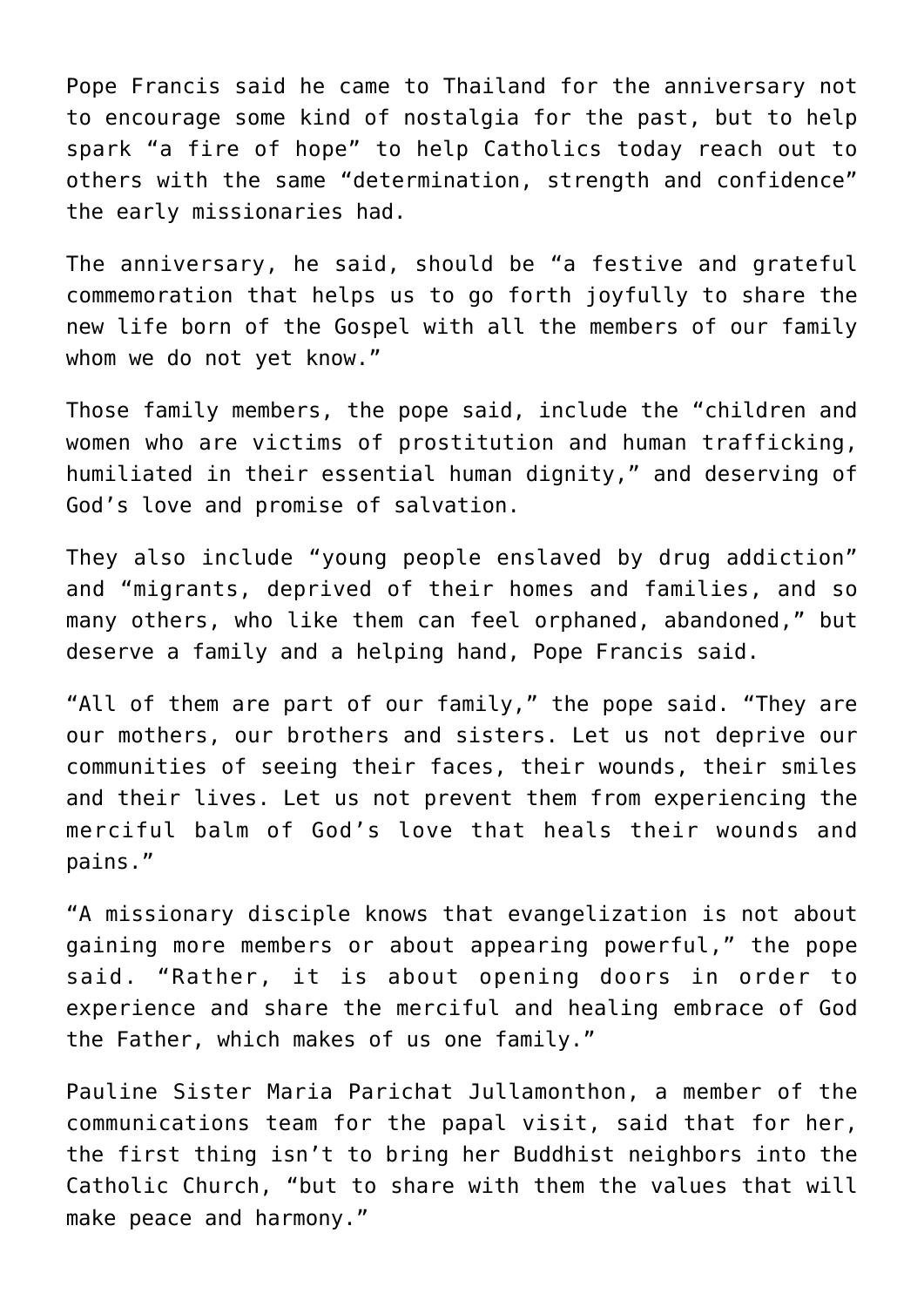Pope Francis said he came to Thailand for the anniversary not to encourage some kind of nostalgia for the past, but to help spark “a fire of hope” to help Catholics today reach out to others with the same “determination, strength and confidence” the early missionaries had.

The anniversary, he said, should be “a festive and grateful commemoration that helps us to go forth joyfully to share the new life born of the Gospel with all the members of our family whom we do not yet know.”

Those family members, the pope said, include the “children and women who are victims of prostitution and human trafficking, humiliated in their essential human dignity,” and deserving of God’s love and promise of salvation.

They also include “young people enslaved by drug addiction” and “migrants, deprived of their homes and families, and so many others, who like them can feel orphaned, abandoned,” but deserve a family and a helping hand, Pope Francis said.

“All of them are part of our family,” the pope said. “They are our mothers, our brothers and sisters. Let us not deprive our communities of seeing their faces, their wounds, their smiles and their lives. Let us not prevent them from experiencing the merciful balm of God’s love that heals their wounds and pains.”

“A missionary disciple knows that evangelization is not about gaining more members or about appearing powerful,” the pope said. “Rather, it is about opening doors in order to experience and share the merciful and healing embrace of God the Father, which makes of us one family.”

Pauline Sister Maria Parichat Jullamonthon, a member of the communications team for the papal visit, said that for her, the first thing isn’t to bring her Buddhist neighbors into the Catholic Church, “but to share with them the values that will make peace and harmony.”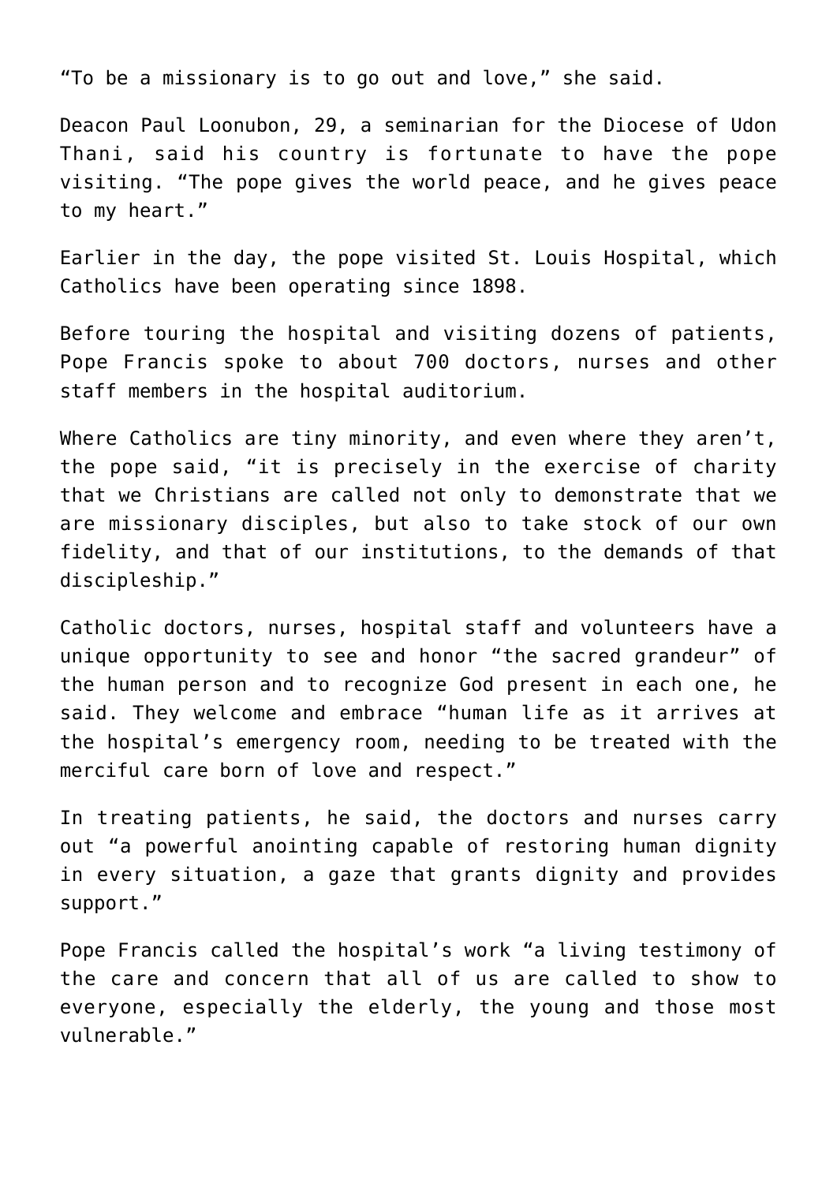"To be a missionary is to go out and love," she said.

Deacon Paul Loonubon, 29, a seminarian for the Diocese of Udon Thani, said his country is fortunate to have the pope visiting. "The pope gives the world peace, and he gives peace to my heart."

Earlier in the day, the pope visited St. Louis Hospital, which Catholics have been operating since 1898.

Before touring the hospital and visiting dozens of patients, Pope Francis spoke to about 700 doctors, nurses and other staff members in the hospital auditorium.

Where Catholics are tiny minority, and even where they aren't, the pope said, "it is precisely in the exercise of charity that we Christians are called not only to demonstrate that we are missionary disciples, but also to take stock of our own fidelity, and that of our institutions, to the demands of that discipleship."

Catholic doctors, nurses, hospital staff and volunteers have a unique opportunity to see and honor "the sacred grandeur" of the human person and to recognize God present in each one, he said. They welcome and embrace "human life as it arrives at the hospital's emergency room, needing to be treated with the merciful care born of love and respect."

In treating patients, he said, the doctors and nurses carry out "a powerful anointing capable of restoring human dignity in every situation, a gaze that grants dignity and provides support."

Pope Francis called the hospital's work "a living testimony of the care and concern that all of us are called to show to everyone, especially the elderly, the young and those most vulnerable."